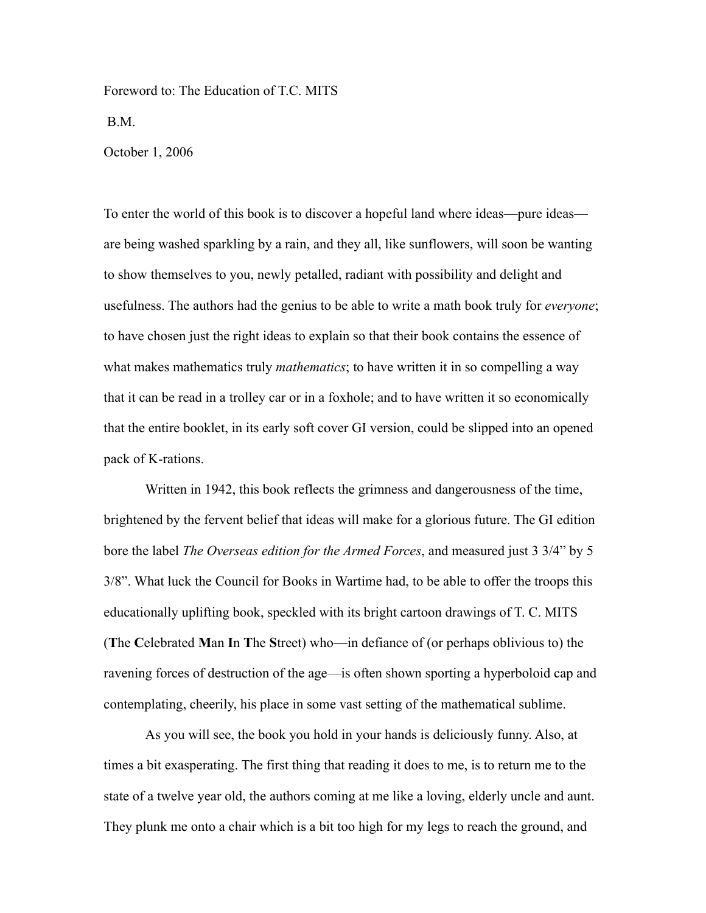Foreword to: The Education of T.C. MITS

B.M.

October 1, 2006

To enter the world of this book is to discover a hopeful land where ideas—pure ideas—are being washed sparkling by a rain, and they all, like sunflowers, will soon be wanting to show themselves to you, newly petalled, radiant with possibility and delight and usefulness. The authors had the genius to be able to write a math book truly for *everyone*; to have chosen just the right ideas to explain so that their book contains the essence of what makes mathematics truly *mathematics*; to have written it in so compelling a way that it can be read in a trolley car or in a foxhole; and to have written it so economically that the entire booklet, in its early soft cover GI version, could be slipped into an opened pack of K-rations.

Written in 1942, this book reflects the grimness and dangerousness of the time, brightened by the fervent belief that ideas will make for a glorious future. The GI edition bore the label *The Overseas edition for the Armed Forces*, and measured just 3 3/4" by 5 3/8". What luck the Council for Books in Wartime had, to be able to offer the troops this educationally uplifting book, speckled with its bright cartoon drawings of T. C. MITS (**T**he **C**elebrated **M**an **I**n **T**he **S**treet) who—in defiance of (or perhaps oblivious to) the ravening forces of destruction of the age—is often shown sporting a hyperboloid cap and contemplating, cheerily, his place in some vast setting of the mathematical sublime.

As you will see, the book you hold in your hands is deliciously funny. Also, at times a bit exasperating. The first thing that reading it does to me, is to return me to the state of a twelve year old, the authors coming at me like a loving, elderly uncle and aunt. They plunk me onto a chair which is a bit too high for my legs to reach the ground, and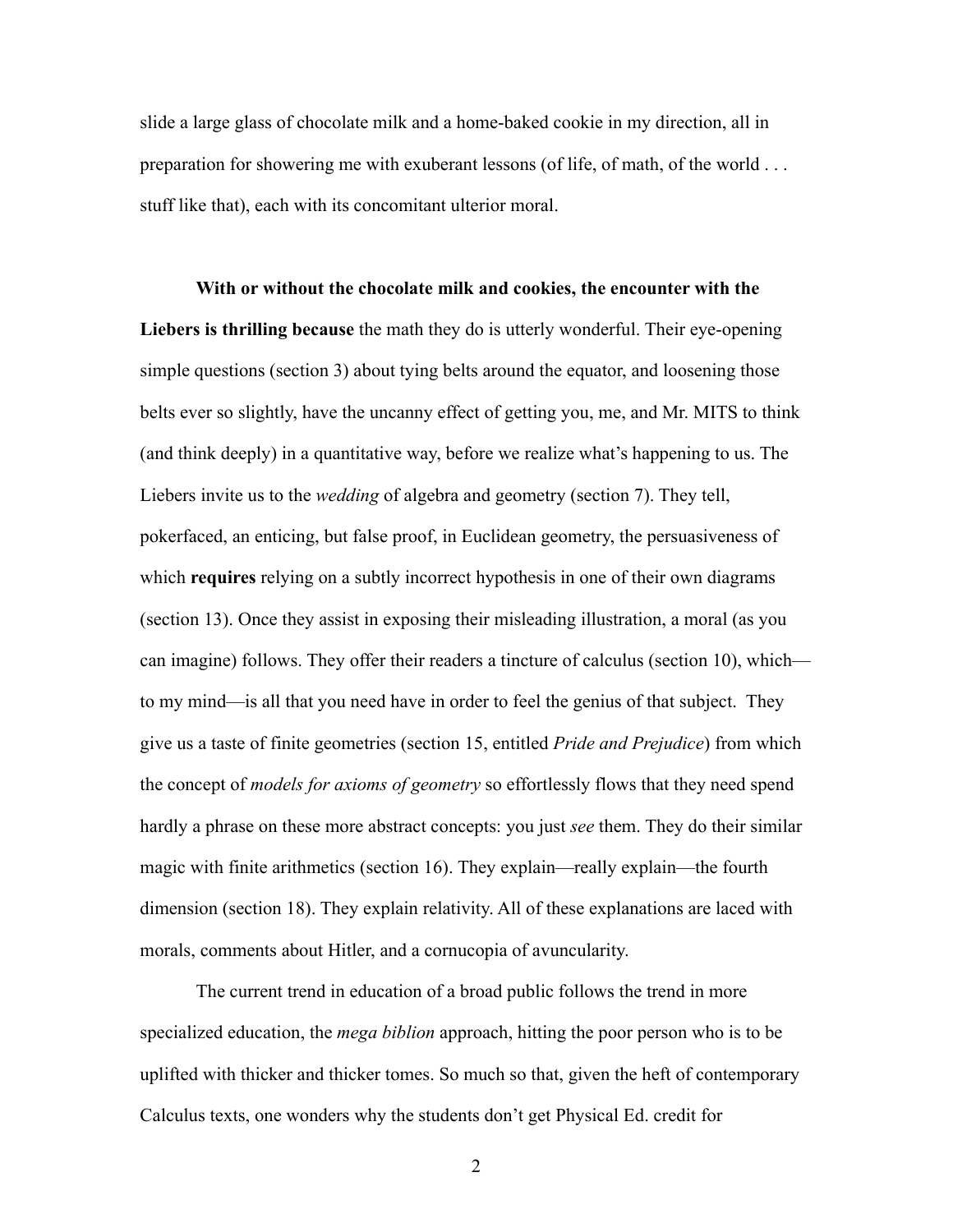slide a large glass of chocolate milk and a home-baked cookie in my direction, all in preparation for showering me with exuberant lessons (of life, of math, of the world . . . stuff like that), each with its concomitant ulterior moral.

**With or without the chocolate milk and cookies, the encounter with the Liebers is thrilling because** the math they do is utterly wonderful. Their eye-opening simple questions (section 3) about tying belts around the equator, and loosening those belts ever so slightly, have the uncanny effect of getting you, me, and Mr. MITS to think (and think deeply) in a quantitative way, before we realize what's happening to us. The Liebers invite us to the *wedding* of algebra and geometry (section 7). They tell, pokerfaced, an enticing, but false proof, in Euclidean geometry, the persuasiveness of which **requires** relying on a subtly incorrect hypothesis in one of their own diagrams (section 13). Once they assist in exposing their misleading illustration, a moral (as you can imagine) follows. They offer their readers a tincture of calculus (section 10), which—to my mind—is all that you need have in order to feel the genius of that subject. They give us a taste of finite geometries (section 15, entitled *Pride and Prejudice*) from which the concept of *models for axioms of geometry* so effortlessly flows that they need spend hardly a phrase on these more abstract concepts: you just *see* them. They do their similar magic with finite arithmetics (section 16). They explain—really explain—the fourth dimension (section 18). They explain relativity. All of these explanations are laced with morals, comments about Hitler, and a cornucopia of avuncularity.

The current trend in education of a broad public follows the trend in more specialized education, the *mega biblion* approach, hitting the poor person who is to be uplifted with thicker and thicker tomes. So much so that, given the heft of contemporary Calculus texts, one wonders why the students don't get Physical Ed. credit for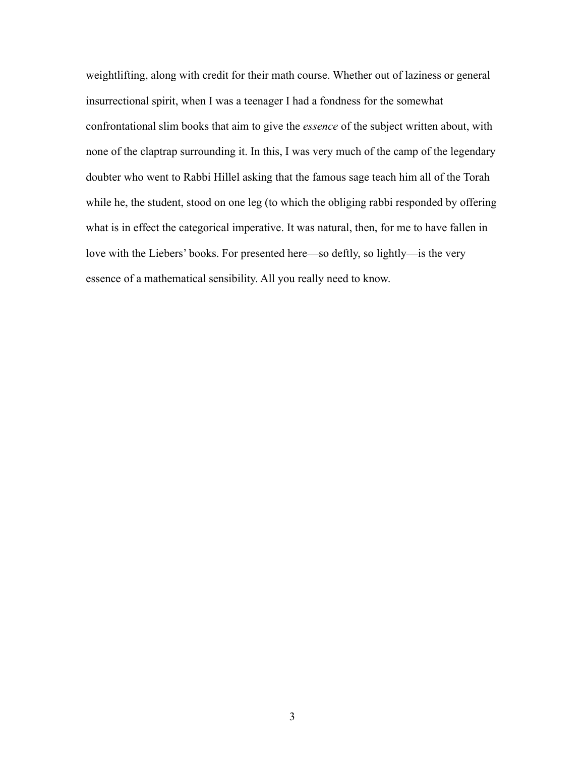weightlifting, along with credit for their math course. Whether out of laziness or general insurrectional spirit, when I was a teenager I had a fondness for the somewhat confrontational slim books that aim to give the *essence* of the subject written about, with none of the claptrap surrounding it. In this, I was very much of the camp of the legendary doubter who went to Rabbi Hillel asking that the famous sage teach him all of the Torah while he, the student, stood on one leg (to which the obliging rabbi responded by offering what is in effect the categorical imperative. It was natural, then, for me to have fallen in love with the Liebers' books. For presented here—so deftly, so lightly—is the very essence of a mathematical sensibility. All you really need to know.